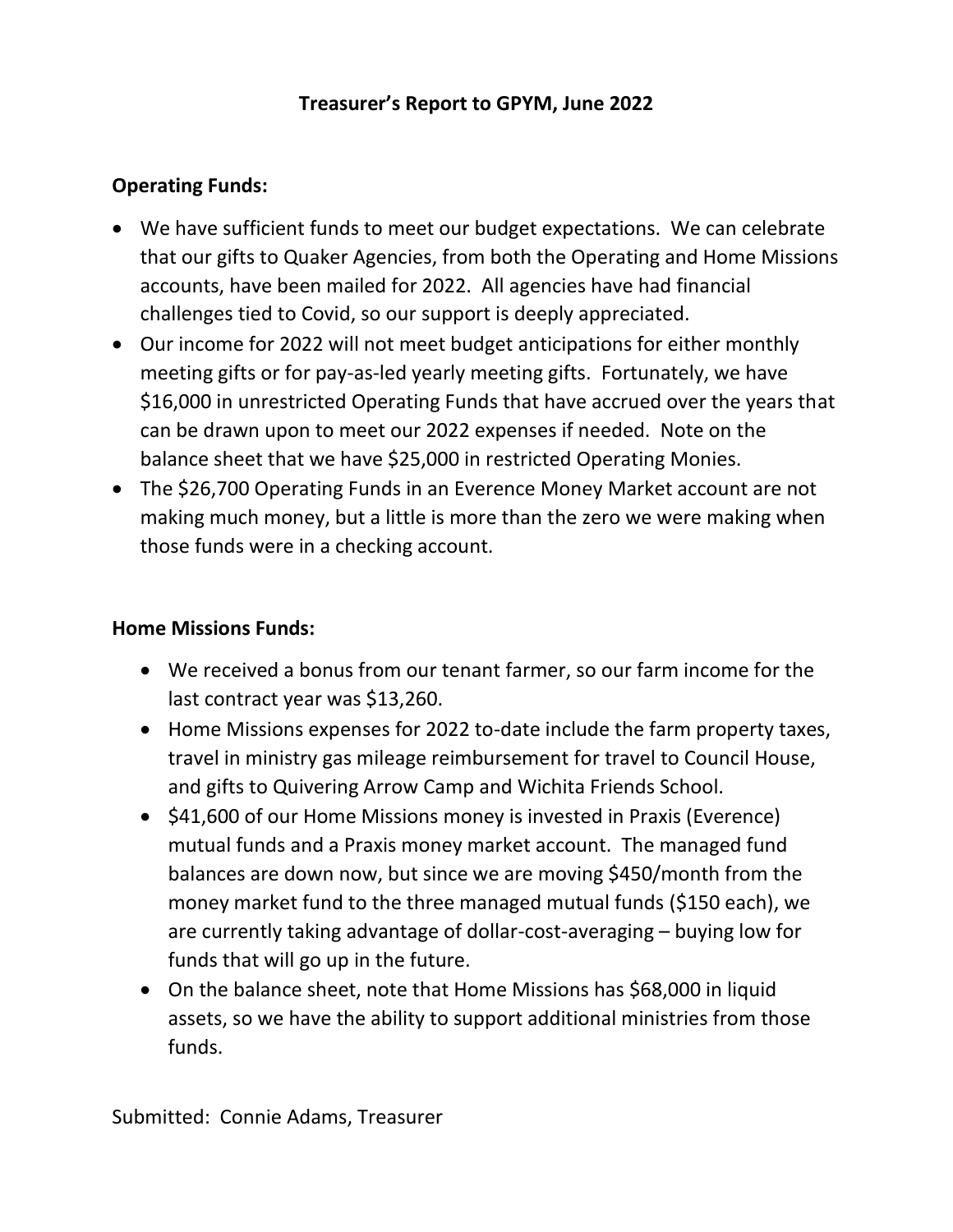# Treasurer's Report to GPYM, June 2022

## Operating Funds:

- We have sufficient funds to meet our budget expectations. We can celebrate that our gifts to Quaker Agencies, from both the Operating and Home Missions accounts, have been mailed for 2022. All agencies have had financial challenges tied to Covid, so our support is deeply appreciated.
- Our income for 2022 will not meet budget anticipations for either monthly meeting gifts or for pay-as-led yearly meeting gifts. Fortunately, we have $16,000 in unrestricted Operating Funds that have accrued over the years that can be drawn upon to meet our 2022 expenses if needed. Note on the balance sheet that we have $25,000 in restricted Operating Monies.
- The $26,700 Operating Funds in an Everence Money Market account are not making much money, but a little is more than the zero we were making when those funds were in a checking account.

## Home Missions Funds:

- We received a bonus from our tenant farmer, so our farm income for the last contract year was $13,260.
- Home Missions expenses for 2022 to-date include the farm property taxes, travel in ministry gas mileage reimbursement for travel to Council House, and gifts to Quivering Arrow Camp and Wichita Friends School.
- $41,600 of our Home Missions money is invested in Praxis (Everence) mutual funds and a Praxis money market account. The managed fund balances are down now, but since we are moving $450/month from the money market fund to the three managed mutual funds ($150 each), we are currently taking advantage of dollar-cost-averaging – buying low for funds that will go up in the future.
- On the balance sheet, note that Home Missions has $68,000 in liquid assets, so we have the ability to support additional ministries from those funds.

Submitted: Connie Adams, Treasurer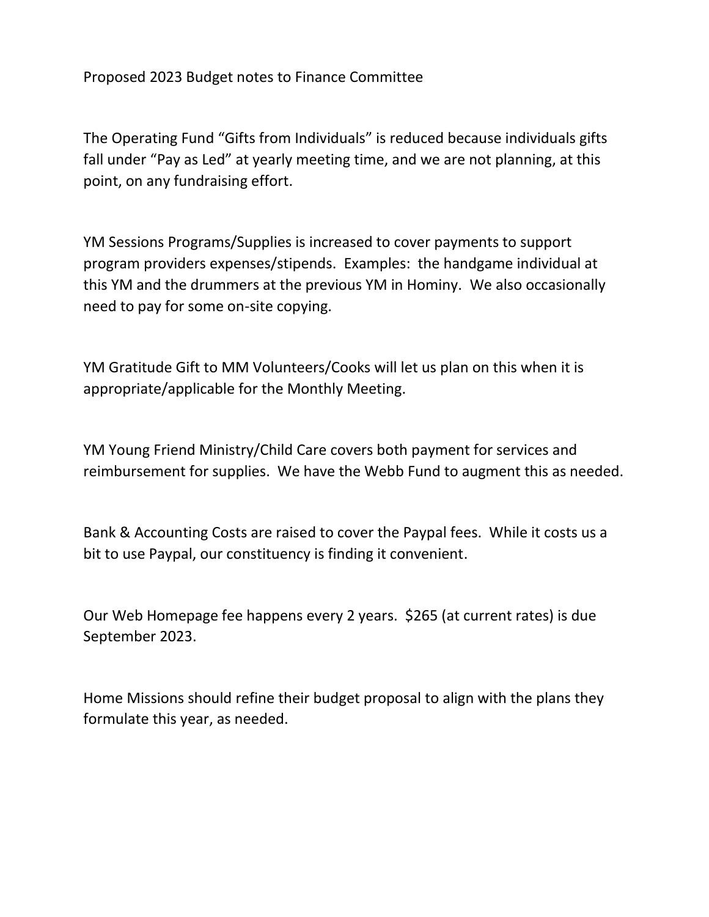Proposed 2023 Budget notes to Finance Committee

The Operating Fund "Gifts from Individuals" is reduced because individuals gifts fall under "Pay as Led" at yearly meeting time, and we are not planning, at this point, on any fundraising effort.

YM Sessions Programs/Supplies is increased to cover payments to support program providers expenses/stipends. Examples: the handgame individual at this YM and the drummers at the previous YM in Hominy. We also occasionally need to pay for some on-site copying.

YM Gratitude Gift to MM Volunteers/Cooks will let us plan on this when it is appropriate/applicable for the Monthly Meeting.

YM Young Friend Ministry/Child Care covers both payment for services and reimbursement for supplies. We have the Webb Fund to augment this as needed.

Bank & Accounting Costs are raised to cover the Paypal fees. While it costs us a bit to use Paypal, our constituency is finding it convenient.

Our Web Homepage fee happens every 2 years. $265 (at current rates) is due September 2023.

Home Missions should refine their budget proposal to align with the plans they formulate this year, as needed.